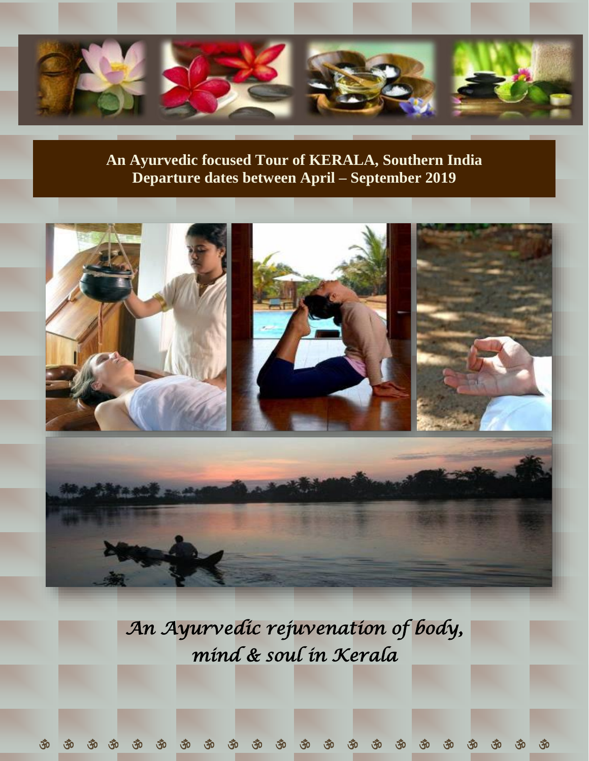# An Ayurvedic focused Tour of KERALA, Southern India
## Departure dates between April – September 2019

*An Ayurvedic rejuvenation of body, mind & soul in Kerala*

ॐ ॐ ॐ ॐ ॐ ॐ ॐ ॐ ॐ ॐ ॐ ॐ ॐ ॐ ॐ ॐ ॐ ॐ ॐ ॐ ॐ ॐ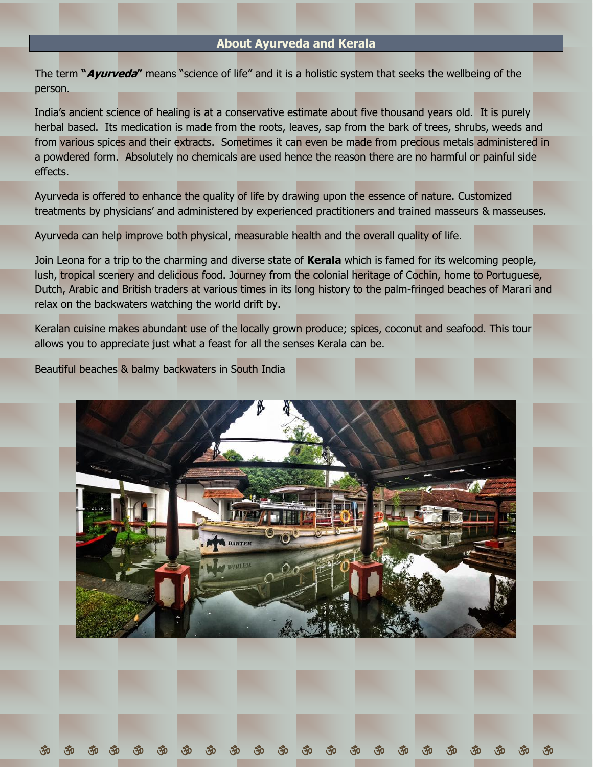## About Ayurveda and Kerala

The term **"*Ayurveda*"** means "science of life" and it is a holistic system that seeks the wellbeing of the person.

India's ancient science of healing is at a conservative estimate about five thousand years old. It is purely herbal based. Its medication is made from the roots, leaves, sap from the bark of trees, shrubs, weeds and from various spices and their extracts. Sometimes it can even be made from precious metals administered in a powdered form. Absolutely no chemicals are used hence the reason there are no harmful or painful side effects.

Ayurveda is offered to enhance the quality of life by drawing upon the essence of nature. Customized treatments by physicians' and administered by experienced practitioners and trained masseurs & masseuses.

Ayurveda can help improve both physical, measurable health and the overall quality of life.

Join Leona for a trip to the charming and diverse state of **Kerala** which is famed for its welcoming people, lush, tropical scenery and delicious food. Journey from the colonial heritage of Cochin, home to Portuguese, Dutch, Arabic and British traders at various times in its long history to the palm-fringed beaches of Marari and relax on the backwaters watching the world drift by.

Keralan cuisine makes abundant use of the locally grown produce; spices, coconut and seafood. This tour allows you to appreciate just what a feast for all the senses Kerala can be.

Beautiful beaches & balmy backwaters in South India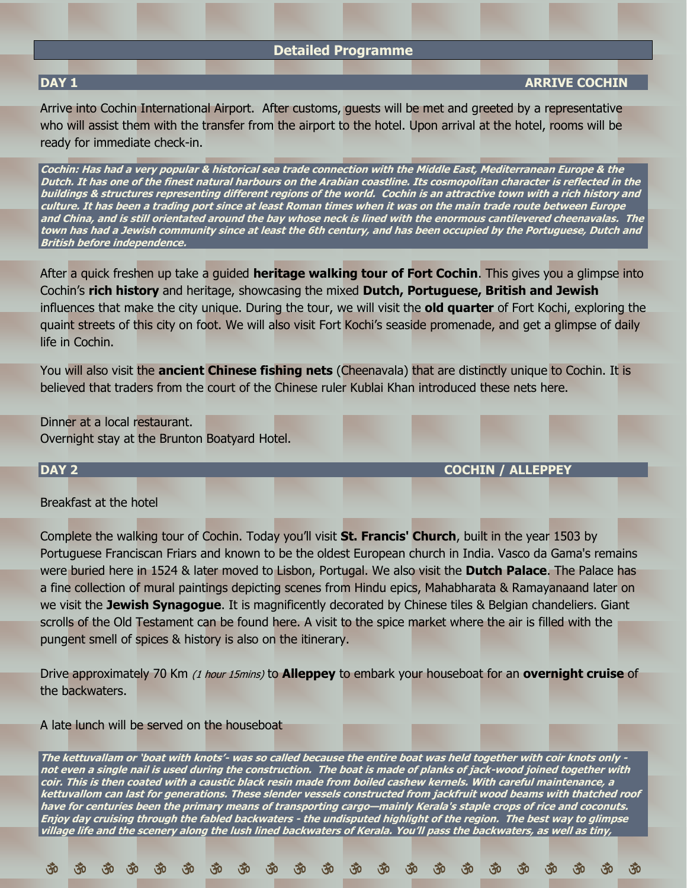## Detailed Programme

**DAY 1** — **ARRIVE COCHIN**

Arrive into Cochin International Airport. After customs, guests will be met and greeted by a representative who will assist them with the transfer from the airport to the hotel. Upon arrival at the hotel, rooms will be ready for immediate check-in.

***Cochin: Has had a very popular & historical sea trade connection with the Middle East, Mediterranean Europe & the Dutch. It has one of the finest natural harbours on the Arabian coastline. Its cosmopolitan character is reflected in the buildings & structures representing different regions of the world. Cochin is an attractive town with a rich history and culture. It has been a trading port since at least Roman times when it was on the main trade route between Europe and China, and is still orientated around the bay whose neck is lined with the enormous cantilevered cheenavalas. The town has had a Jewish community since at least the 6th century, and has been occupied by the Portuguese, Dutch and British before independence.***

After a quick freshen up take a guided **heritage walking tour of Fort Cochin**. This gives you a glimpse into Cochin's **rich history** and heritage, showcasing the mixed **Dutch, Portuguese, British and Jewish** influences that make the city unique. During the tour, we will visit the **old quarter** of Fort Kochi, exploring the quaint streets of this city on foot. We will also visit Fort Kochi's seaside promenade, and get a glimpse of daily life in Cochin.

You will also visit the **ancient Chinese fishing nets** (Cheenavala) that are distinctly unique to Cochin. It is believed that traders from the court of the Chinese ruler Kublai Khan introduced these nets here.

Dinner at a local restaurant.
Overnight stay at the Brunton Boatyard Hotel.

**DAY 2** — **COCHIN / ALLEPPEY**

Breakfast at the hotel

Complete the walking tour of Cochin. Today you'll visit **St. Francis' Church**, built in the year 1503 by Portuguese Franciscan Friars and known to be the oldest European church in India. Vasco da Gama's remains were buried here in 1524 & later moved to Lisbon, Portugal. We also visit the **Dutch Palace**. The Palace has a fine collection of mural paintings depicting scenes from Hindu epics, Mahabharata & Ramayanaand later on we visit the **Jewish Synagogue**. It is magnificently decorated by Chinese tiles & Belgian chandeliers. Giant scrolls of the Old Testament can be found here. A visit to the spice market where the air is filled with the pungent smell of spices & history is also on the itinerary.

Drive approximately 70 Km *(1 hour 15mins)* to **Alleppey** to embark your houseboat for an **overnight cruise** of the backwaters.

A late lunch will be served on the houseboat

***The kettuvallam or 'boat with knots'- was so called because the entire boat was held together with coir knots only - not even a single nail is used during the construction. The boat is made of planks of jack-wood joined together with coir. This is then coated with a caustic black resin made from boiled cashew kernels. With careful maintenance, a kettuvallom can last for generations. These slender vessels constructed from jackfruit wood beams with thatched roof have for centuries been the primary means of transporting cargo—mainly Kerala's staple crops of rice and coconuts. Enjoy day cruising through the fabled backwaters - the undisputed highlight of the region. The best way to glimpse village life and the scenery along the lush lined backwaters of Kerala. You'll pass the backwaters, as well as tiny,***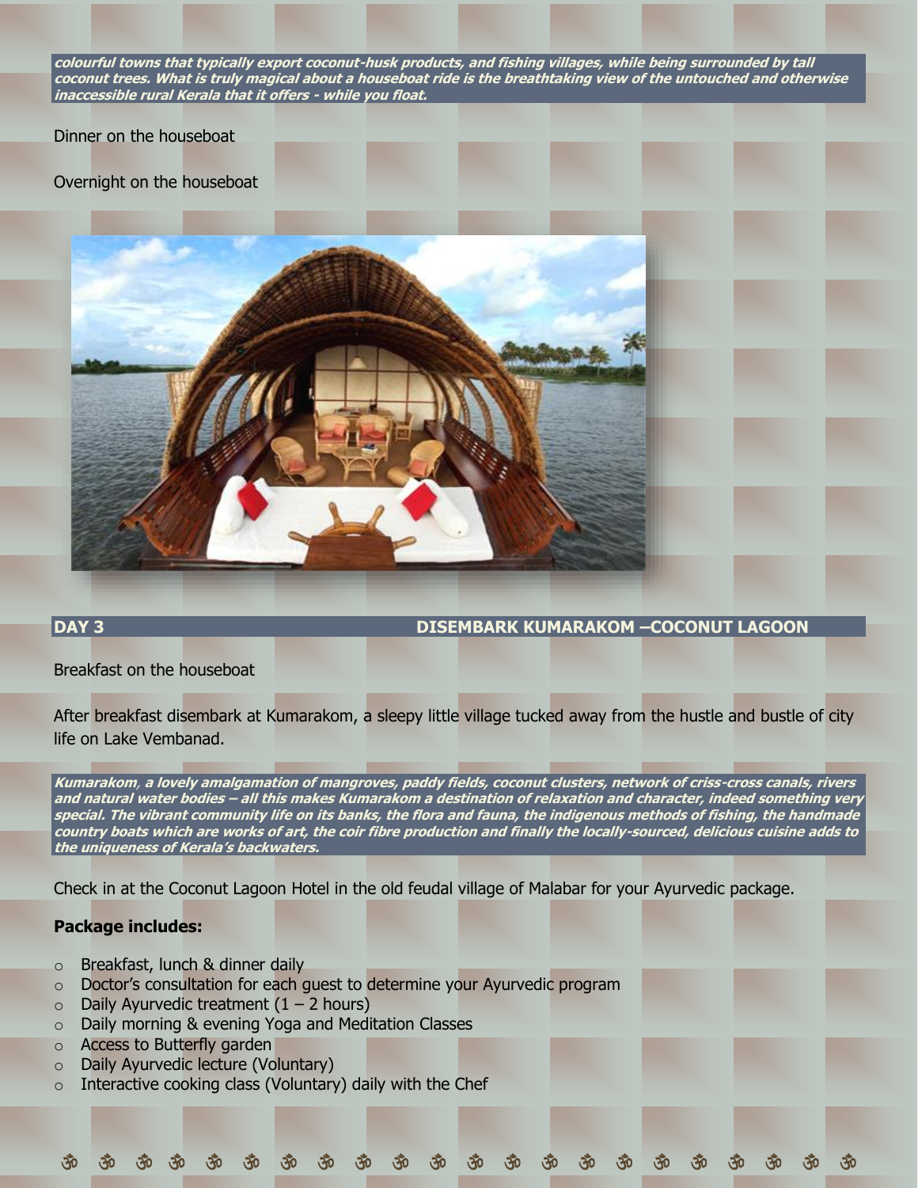***colourful towns that typically export coconut-husk products, and fishing villages, while being surrounded by tall coconut trees. What is truly magical about a houseboat ride is the breathtaking view of the untouched and otherwise inaccessible rural Kerala that it offers - while you float.***

Dinner on the houseboat

Overnight on the houseboat

## DAY 3 DISEMBARK KUMARAKOM –COCONUT LAGOON

Breakfast on the houseboat

After breakfast disembark at Kumarakom, a sleepy little village tucked away from the hustle and bustle of city life on Lake Vembanad.

***Kumarakom, a lovely amalgamation of mangroves, paddy fields, coconut clusters, network of criss-cross canals, rivers and natural water bodies – all this makes Kumarakom a destination of relaxation and character, indeed something very special. The vibrant community life on its banks, the flora and fauna, the indigenous methods of fishing, the handmade country boats which are works of art, the coir fibre production and finally the locally-sourced, delicious cuisine adds to the uniqueness of Kerala's backwaters.***

Check in at the Coconut Lagoon Hotel in the old feudal village of Malabar for your Ayurvedic package.

**Package includes:**

- Breakfast, lunch & dinner daily
- Doctor's consultation for each guest to determine your Ayurvedic program
- Daily Ayurvedic treatment (1 – 2 hours)
- Daily morning & evening Yoga and Meditation Classes
- Access to Butterfly garden
- Daily Ayurvedic lecture (Voluntary)
- Interactive cooking class (Voluntary) daily with the Chef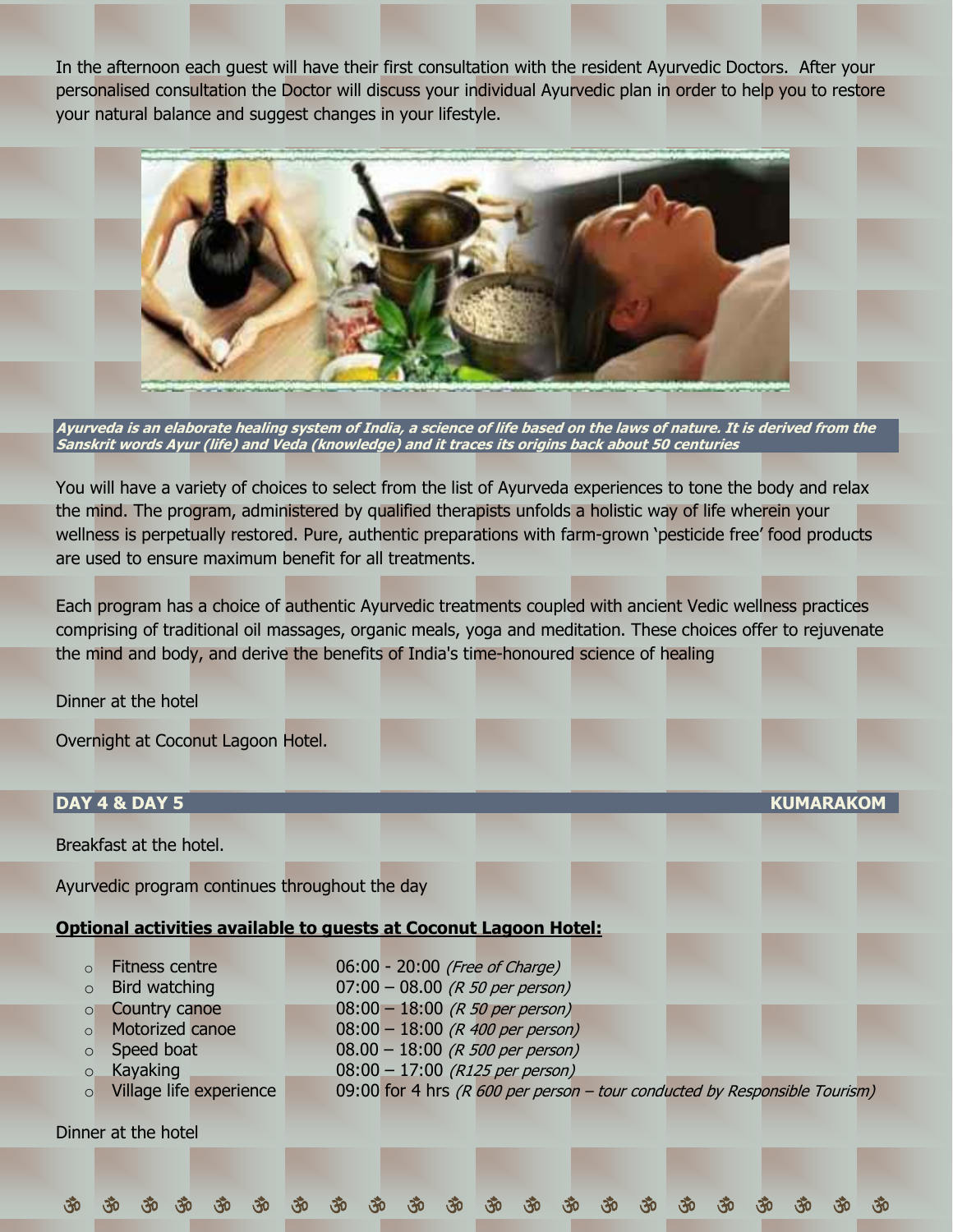In the afternoon each guest will have their first consultation with the resident Ayurvedic Doctors. After your personalised consultation the Doctor will discuss your individual Ayurvedic plan in order to help you to restore your natural balance and suggest changes in your lifestyle.

***Ayurveda is an elaborate healing system of India, a science of life based on the laws of nature. It is derived from the Sanskrit words Ayur (life) and Veda (knowledge) and it traces its origins back about 50 centuries***

You will have a variety of choices to select from the list of Ayurveda experiences to tone the body and relax the mind. The program, administered by qualified therapists unfolds a holistic way of life wherein your wellness is perpetually restored. Pure, authentic preparations with farm-grown 'pesticide free' food products are used to ensure maximum benefit for all treatments.

Each program has a choice of authentic Ayurvedic treatments coupled with ancient Vedic wellness practices comprising of traditional oil massages, organic meals, yoga and meditation. These choices offer to rejuvenate the mind and body, and derive the benefits of India's time-honoured science of healing

Dinner at the hotel

Overnight at Coconut Lagoon Hotel.

## DAY 4 & DAY 5 — KUMARAKOM

Breakfast at the hotel.

Ayurvedic program continues throughout the day

**Optional activities available to guests at Coconut Lagoon Hotel:**

- Fitness centre — 06:00 - 20:00 *(Free of Charge)*
- Bird watching — 07:00 – 08.00 *(R 50 per person)*
- Country canoe — 08:00 – 18:00 *(R 50 per person)*
- Motorized canoe — 08:00 – 18:00 *(R 400 per person)*
- Speed boat — 08.00 – 18:00 *(R 500 per person)*
- Kayaking — 08:00 – 17:00 *(R125 per person)*
- Village life experience — 09:00 for 4 hrs *(R 600 per person – tour conducted by Responsible Tourism)*

Dinner at the hotel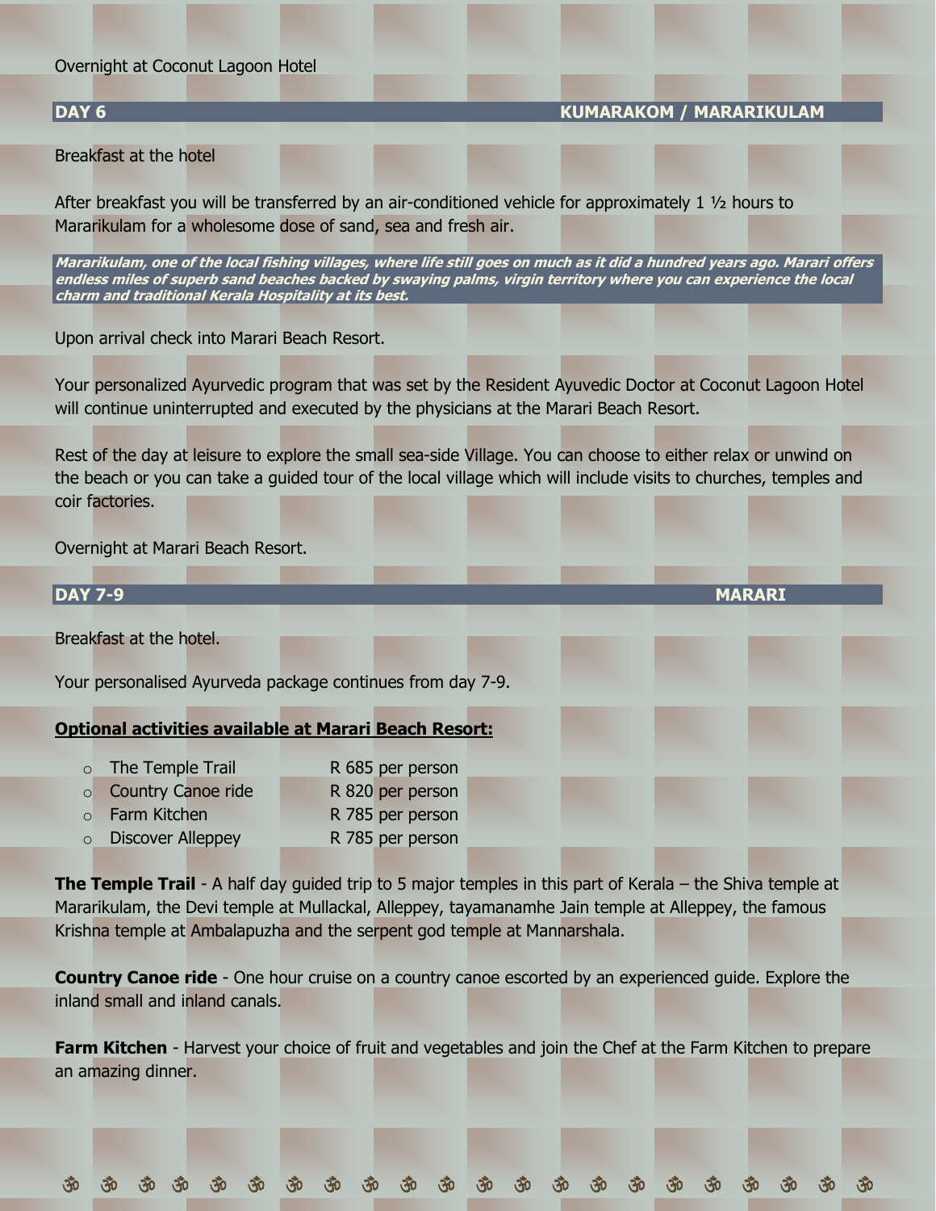Overnight at Coconut Lagoon Hotel

## DAY 6 KUMARAKOM / MARARIKULAM

Breakfast at the hotel

After breakfast you will be transferred by an air-conditioned vehicle for approximately 1 ½ hours to Mararikulam for a wholesome dose of sand, sea and fresh air.

***Mararikulam, one of the local fishing villages, where life still goes on much as it did a hundred years ago. Marari offers endless miles of superb sand beaches backed by swaying palms, virgin territory where you can experience the local charm and traditional Kerala Hospitality at its best.***

Upon arrival check into Marari Beach Resort.

Your personalized Ayurvedic program that was set by the Resident Ayuvedic Doctor at Coconut Lagoon Hotel will continue uninterrupted and executed by the physicians at the Marari Beach Resort.

Rest of the day at leisure to explore the small sea-side Village. You can choose to either relax or unwind on the beach or you can take a guided tour of the local village which will include visits to churches, temples and coir factories.

Overnight at Marari Beach Resort.

## DAY 7-9 MARARI

Breakfast at the hotel.

Your personalised Ayurveda package continues from day 7-9.

**Optional activities available at Marari Beach Resort:**

- The Temple Trail R 685 per person
- Country Canoe ride R 820 per person
- Farm Kitchen R 785 per person
- Discover Alleppey R 785 per person

**The Temple Trail** - A half day guided trip to 5 major temples in this part of Kerala – the Shiva temple at Mararikulam, the Devi temple at Mullackal, Alleppey, tayamanamhe Jain temple at Alleppey, the famous Krishna temple at Ambalapuzha and the serpent god temple at Mannarshala.

**Country Canoe ride** - One hour cruise on a country canoe escorted by an experienced guide. Explore the inland small and inland canals.

**Farm Kitchen** - Harvest your choice of fruit and vegetables and join the Chef at the Farm Kitchen to prepare an amazing dinner.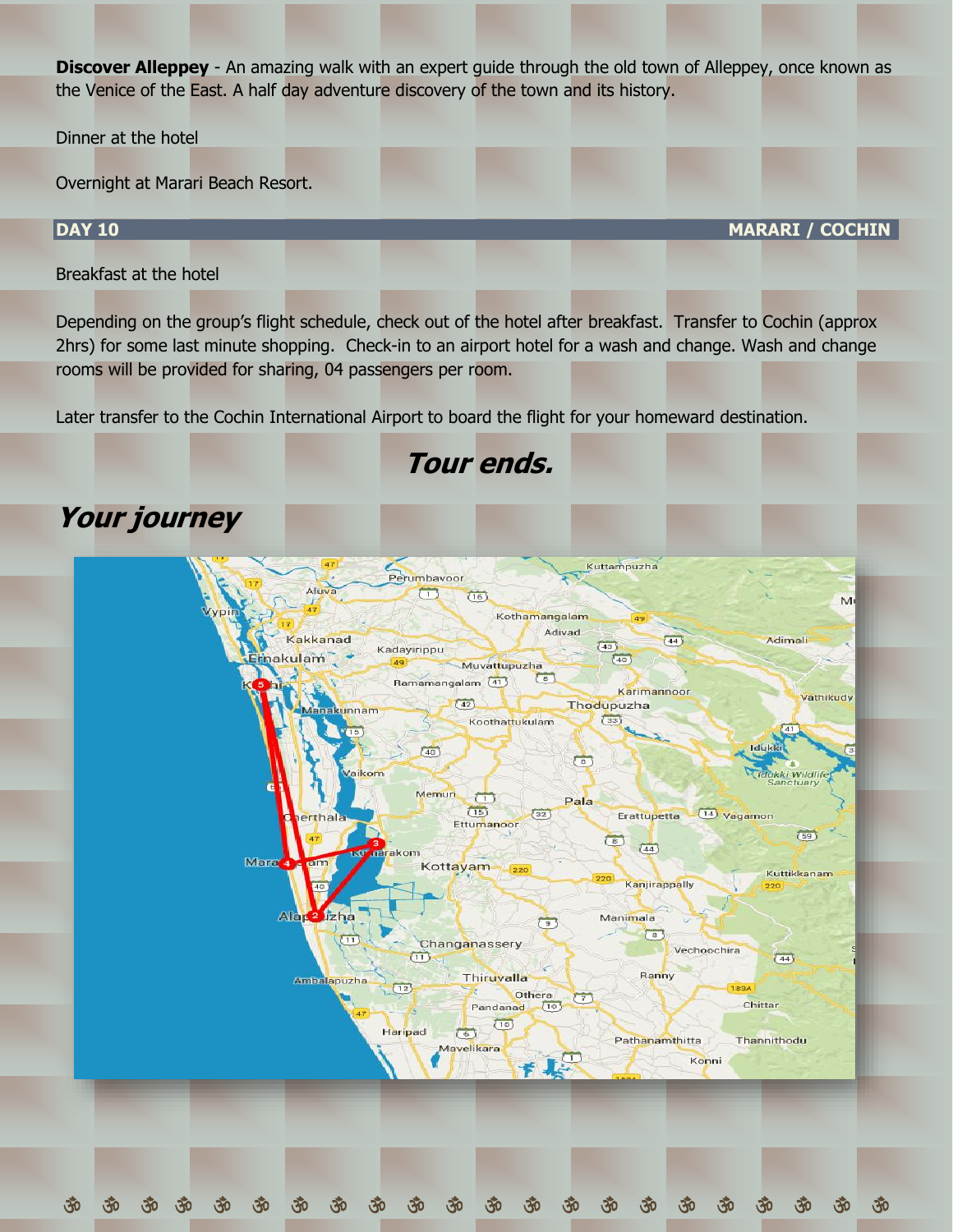**Discover Alleppey** - An amazing walk with an expert guide through the old town of Alleppey, once known as the Venice of the East. A half day adventure discovery of the town and its history.

Dinner at the hotel

Overnight at Marari Beach Resort.

## DAY 10 — MARARI / COCHIN

Breakfast at the hotel

Depending on the group's flight schedule, check out of the hotel after breakfast. Transfer to Cochin (approx 2hrs) for some last minute shopping. Check-in to an airport hotel for a wash and change. Wash and change rooms will be provided for sharing, 04 passengers per room.

Later transfer to the Cochin International Airport to board the flight for your homeward destination.

***Tour ends.***

## *Your journey*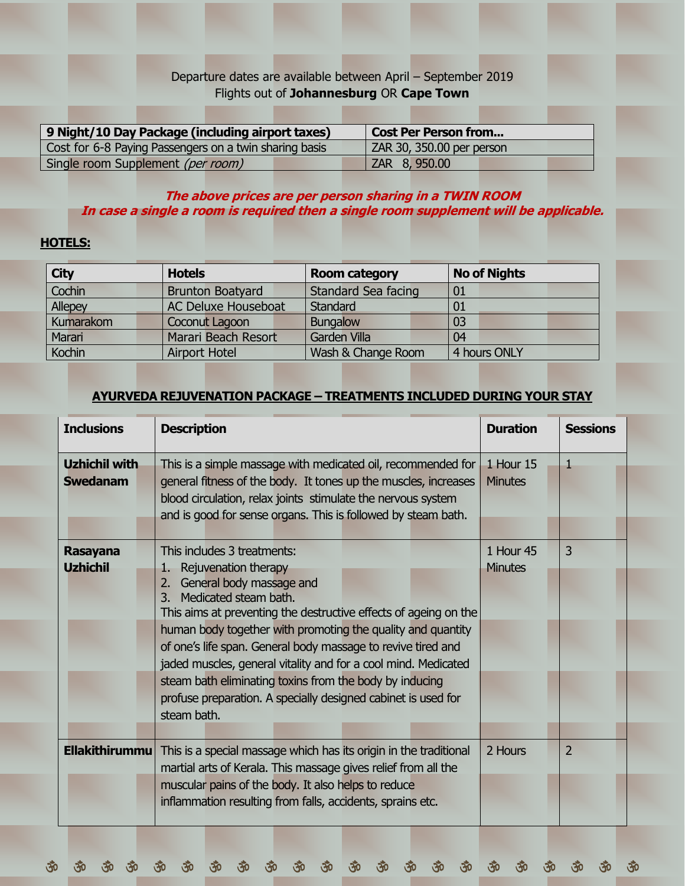Departure dates are available between April – September 2019
Flights out of **Johannesburg** OR **Cape Town**

| 9 Night/10 Day Package (including airport taxes) | Cost Per Person from... |
|---|---|
| Cost for 6-8 Paying Passengers on a twin sharing basis | ZAR 30, 350.00 per person |
| Single room Supplement *(per room)* | ZAR 8, 950.00 |

***The above prices are per person sharing in a TWIN ROOM***
***In case a single a room is required then a single room supplement will be applicable.***

**HOTELS:**

| City | Hotels | Room category | No of Nights |
|---|---|---|---|
| Cochin | Brunton Boatyard | Standard Sea facing | 01 |
| Allepey | AC Deluxe Houseboat | Standard | 01 |
| Kumarakom | Coconut Lagoon | Bungalow | 03 |
| Marari | Marari Beach Resort | Garden Villa | 04 |
| Kochin | Airport Hotel | Wash & Change Room | 4 hours ONLY |

**AYURVEDA REJUVENATION PACKAGE – TREATMENTS INCLUDED DURING YOUR STAY**

| Inclusions | Description | Duration | Sessions |
|---|---|---|---|
| **Uzhichil with Swedanam** | This is a simple massage with medicated oil, recommended for general fitness of the body. It tones up the muscles, increases blood circulation, relax joints stimulate the nervous system and is good for sense organs. This is followed by steam bath. | 1 Hour 15 Minutes | 1 |
| **Rasayana Uzhichil** | This includes 3 treatments: 1. Rejuvenation therapy 2. General body massage and 3. Medicated steam bath. This aims at preventing the destructive effects of ageing on the human body together with promoting the quality and quantity of one's life span. General body massage to revive tired and jaded muscles, general vitality and for a cool mind. Medicated steam bath eliminating toxins from the body by inducing profuse preparation. A specially designed cabinet is used for steam bath. | 1 Hour 45 Minutes | 3 |
| **Ellakithirummu** | This is a special massage which has its origin in the traditional martial arts of Kerala. This massage gives relief from all the muscular pains of the body. It also helps to reduce inflammation resulting from falls, accidents, sprains etc. | 2 Hours | 2 |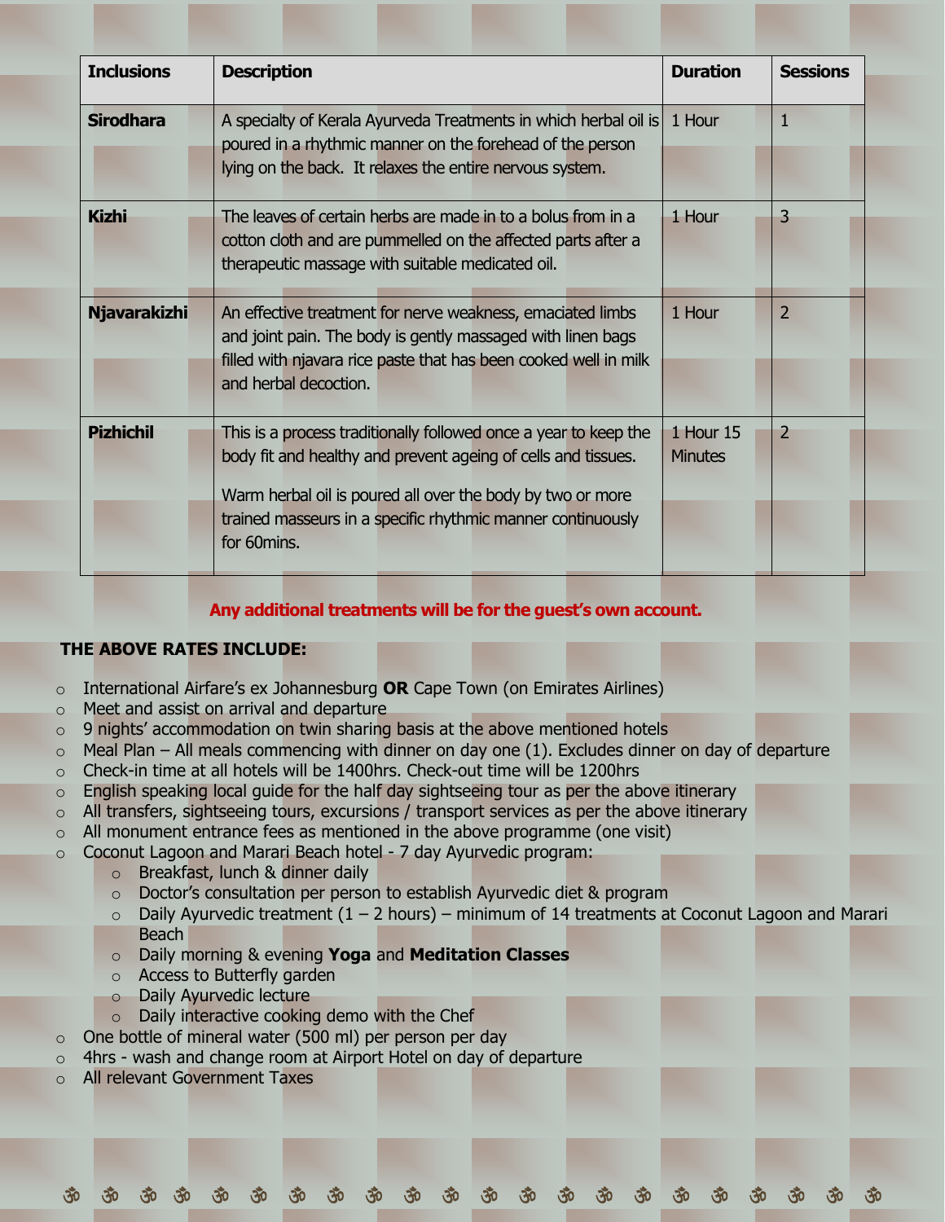| Inclusions | Description | Duration | Sessions |
|---|---|---|---|
| **Sirodhara** | A specialty of Kerala Ayurveda Treatments in which herbal oil is poured in a rhythmic manner on the forehead of the person lying on the back. It relaxes the entire nervous system. | 1 Hour | 1 |
| **Kizhi** | The leaves of certain herbs are made in to a bolus from in a cotton cloth and are pummelled on the affected parts after a therapeutic massage with suitable medicated oil. | 1 Hour | 3 |
| **Njavarakizhi** | An effective treatment for nerve weakness, emaciated limbs and joint pain. The body is gently massaged with linen bags filled with njavara rice paste that has been cooked well in milk and herbal decoction. | 1 Hour | 2 |
| **Pizhichil** | This is a process traditionally followed once a year to keep the body fit and healthy and prevent ageing of cells and tissues. Warm herbal oil is poured all over the body by two or more trained masseurs in a specific rhythmic manner continuously for 60mins. | 1 Hour 15 Minutes | 2 |

**Any additional treatments will be for the guest's own account.**

**THE ABOVE RATES INCLUDE:**

- International Airfare's ex Johannesburg **OR** Cape Town (on Emirates Airlines)
- Meet and assist on arrival and departure
- 9 nights' accommodation on twin sharing basis at the above mentioned hotels
- Meal Plan – All meals commencing with dinner on day one (1). Excludes dinner on day of departure
- Check-in time at all hotels will be 1400hrs. Check-out time will be 1200hrs
- English speaking local guide for the half day sightseeing tour as per the above itinerary
- All transfers, sightseeing tours, excursions / transport services as per the above itinerary
- All monument entrance fees as mentioned in the above programme (one visit)
- Coconut Lagoon and Marari Beach hotel - 7 day Ayurvedic program:
  - Breakfast, lunch & dinner daily
  - Doctor's consultation per person to establish Ayurvedic diet & program
  - Daily Ayurvedic treatment (1 – 2 hours) – minimum of 14 treatments at Coconut Lagoon and Marari Beach
  - Daily morning & evening **Yoga** and **Meditation Classes**
  - Access to Butterfly garden
  - Daily Ayurvedic lecture
  - Daily interactive cooking demo with the Chef
- One bottle of mineral water (500 ml) per person per day
- 4hrs - wash and change room at Airport Hotel on day of departure
- All relevant Government Taxes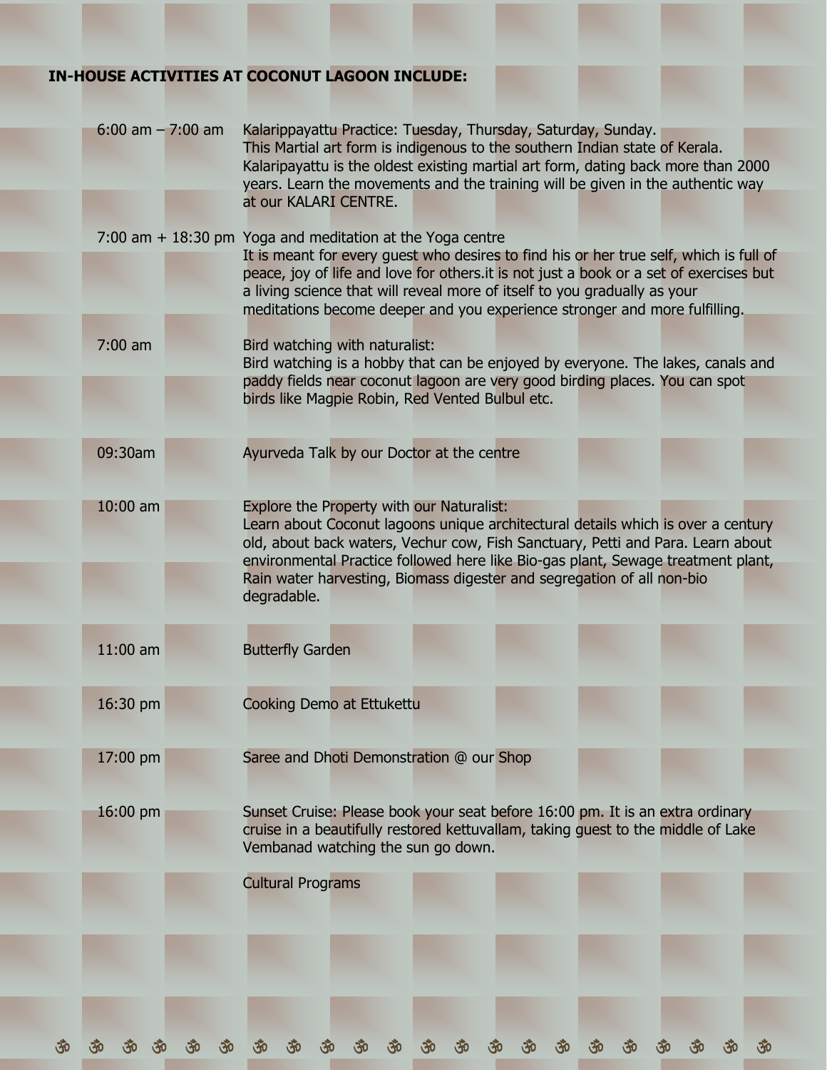**IN-HOUSE ACTIVITIES AT COCONUT LAGOON INCLUDE:**

| | |
|---|---|
| 6:00 am – 7:00 am | Kalarippayattu Practice: Tuesday, Thursday, Saturday, Sunday.<br>This Martial art form is indigenous to the southern Indian state of Kerala. Kalaripayattu is the oldest existing martial art form, dating back more than 2000 years. Learn the movements and the training will be given in the authentic way at our KALARI CENTRE. |
| 7:00 am + 18:30 pm | Yoga and meditation at the Yoga centre<br>It is meant for every guest who desires to find his or her true self, which is full of peace, joy of life and love for others.it is not just a book or a set of exercises but a living science that will reveal more of itself to you gradually as your meditations become deeper and you experience stronger and more fulfilling. |
| 7:00 am | Bird watching with naturalist:<br>Bird watching is a hobby that can be enjoyed by everyone. The lakes, canals and paddy fields near coconut lagoon are very good birding places. You can spot birds like Magpie Robin, Red Vented Bulbul etc. |
| 09:30am | Ayurveda Talk by our Doctor at the centre |
| 10:00 am | Explore the Property with our Naturalist:<br>Learn about Coconut lagoons unique architectural details which is over a century old, about back waters, Vechur cow, Fish Sanctuary, Petti and Para. Learn about environmental Practice followed here like Bio-gas plant, Sewage treatment plant, Rain water harvesting, Biomass digester and segregation of all non-bio degradable. |
| 11:00 am | Butterfly Garden |
| 16:30 pm | Cooking Demo at Ettukettu |
| 17:00 pm | Saree and Dhoti Demonstration @ our Shop |
| 16:00 pm | Sunset Cruise: Please book your seat before 16:00 pm. It is an extra ordinary cruise in a beautifully restored kettuvallam, taking guest to the middle of Lake Vembanad watching the sun go down. |
| | Cultural Programs |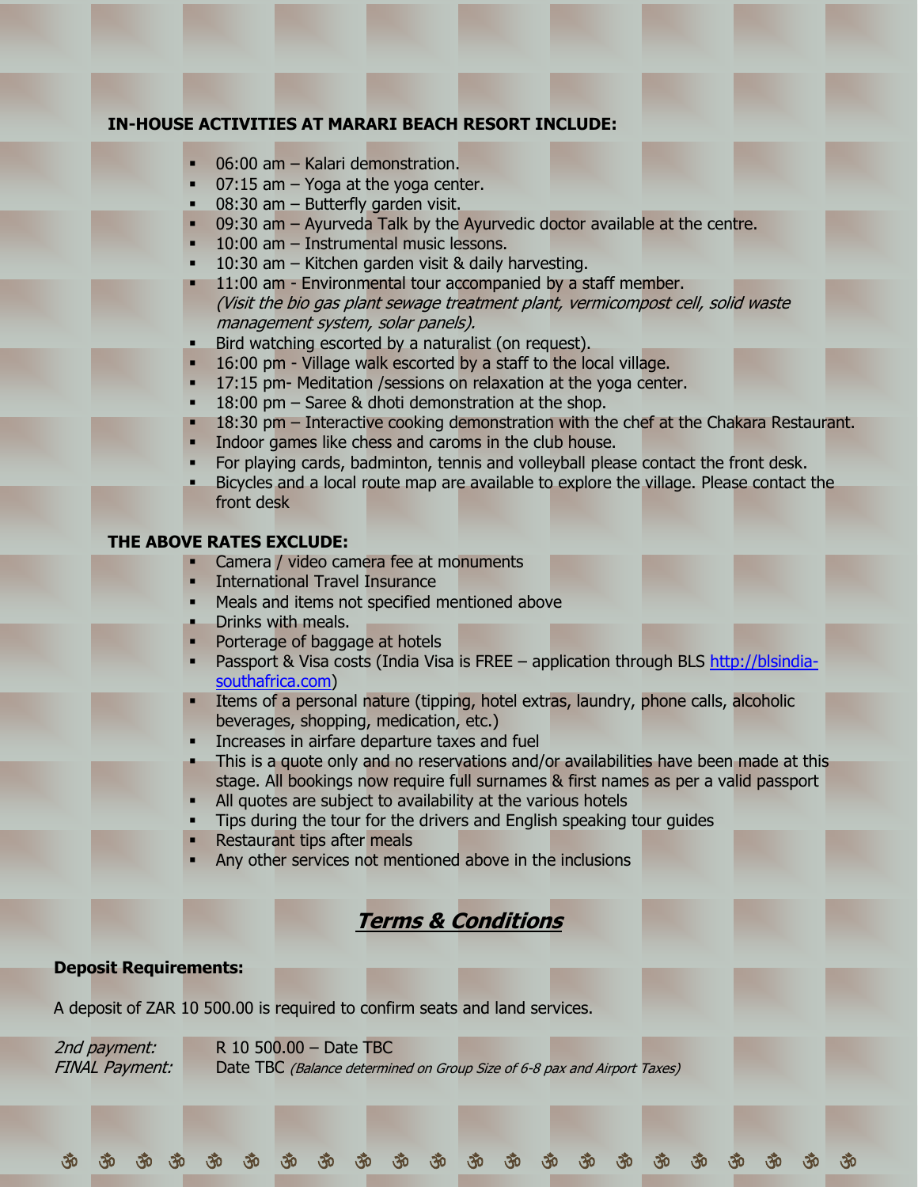**IN-HOUSE ACTIVITIES AT MARARI BEACH RESORT INCLUDE:**

- 06:00 am – Kalari demonstration.
- 07:15 am – Yoga at the yoga center.
- 08:30 am – Butterfly garden visit.
- 09:30 am – Ayurveda Talk by the Ayurvedic doctor available at the centre.
- 10:00 am – Instrumental music lessons.
- 10:30 am – Kitchen garden visit & daily harvesting.
- 11:00 am - Environmental tour accompanied by a staff member.
  *(Visit the bio gas plant sewage treatment plant, vermicompost cell, solid waste management system, solar panels).*
- Bird watching escorted by a naturalist (on request).
- 16:00 pm - Village walk escorted by a staff to the local village.
- 17:15 pm- Meditation /sessions on relaxation at the yoga center.
- 18:00 pm – Saree & dhoti demonstration at the shop.
- 18:30 pm – Interactive cooking demonstration with the chef at the Chakara Restaurant.
- Indoor games like chess and caroms in the club house.
- For playing cards, badminton, tennis and volleyball please contact the front desk.
- Bicycles and a local route map are available to explore the village. Please contact the front desk

**THE ABOVE RATES EXCLUDE:**

- Camera / video camera fee at monuments
- International Travel Insurance
- Meals and items not specified mentioned above
- Drinks with meals.
- Porterage of baggage at hotels
- Passport & Visa costs (India Visa is FREE – application through BLS [http://blsindia-southafrica.com](http://blsindia-southafrica.com))
- Items of a personal nature (tipping, hotel extras, laundry, phone calls, alcoholic beverages, shopping, medication, etc.)
- Increases in airfare departure taxes and fuel
- This is a quote only and no reservations and/or availabilities have been made at this stage. All bookings now require full surnames & first names as per a valid passport
- All quotes are subject to availability at the various hotels
- Tips during the tour for the drivers and English speaking tour guides
- Restaurant tips after meals
- Any other services not mentioned above in the inclusions

## ***Terms & Conditions***

**Deposit Requirements:**

A deposit of ZAR 10 500.00 is required to confirm seats and land services.

*2nd payment:* R 10 500.00 – Date TBC
*FINAL Payment:* Date TBC *(Balance determined on Group Size of 6-8 pax and Airport Taxes)*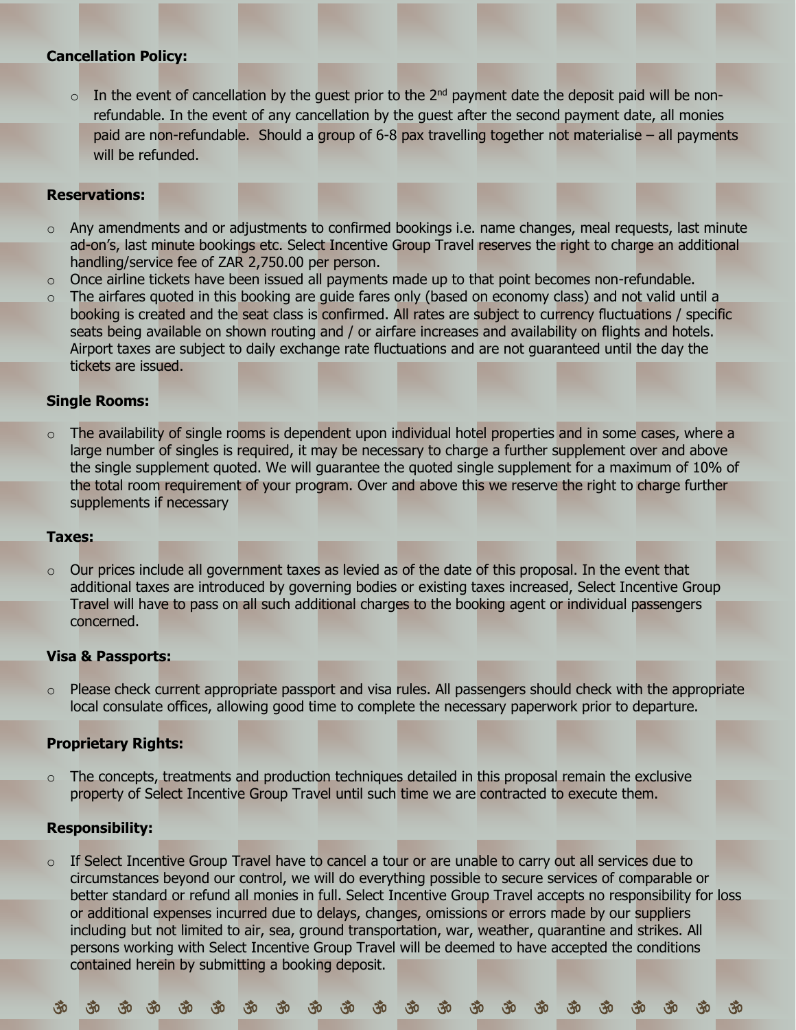**Cancellation Policy:**

- In the event of cancellation by the guest prior to the 2nd payment date the deposit paid will be non-refundable. In the event of any cancellation by the guest after the second payment date, all monies paid are non-refundable. Should a group of 6-8 pax travelling together not materialise – all payments will be refunded.

**Reservations:**

- Any amendments and or adjustments to confirmed bookings i.e. name changes, meal requests, last minute ad-on's, last minute bookings etc. Select Incentive Group Travel reserves the right to charge an additional handling/service fee of ZAR 2,750.00 per person.
- Once airline tickets have been issued all payments made up to that point becomes non-refundable.
- The airfares quoted in this booking are guide fares only (based on economy class) and not valid until a booking is created and the seat class is confirmed. All rates are subject to currency fluctuations / specific seats being available on shown routing and / or airfare increases and availability on flights and hotels. Airport taxes are subject to daily exchange rate fluctuations and are not guaranteed until the day the tickets are issued.

**Single Rooms:**

- The availability of single rooms is dependent upon individual hotel properties and in some cases, where a large number of singles is required, it may be necessary to charge a further supplement over and above the single supplement quoted. We will guarantee the quoted single supplement for a maximum of 10% of the total room requirement of your program. Over and above this we reserve the right to charge further supplements if necessary

**Taxes:**

- Our prices include all government taxes as levied as of the date of this proposal. In the event that additional taxes are introduced by governing bodies or existing taxes increased, Select Incentive Group Travel will have to pass on all such additional charges to the booking agent or individual passengers concerned.

**Visa & Passports:**

- Please check current appropriate passport and visa rules. All passengers should check with the appropriate local consulate offices, allowing good time to complete the necessary paperwork prior to departure.

**Proprietary Rights:**

- The concepts, treatments and production techniques detailed in this proposal remain the exclusive property of Select Incentive Group Travel until such time we are contracted to execute them.

**Responsibility:**

- If Select Incentive Group Travel have to cancel a tour or are unable to carry out all services due to circumstances beyond our control, we will do everything possible to secure services of comparable or better standard or refund all monies in full. Select Incentive Group Travel accepts no responsibility for loss or additional expenses incurred due to delays, changes, omissions or errors made by our suppliers including but not limited to air, sea, ground transportation, war, weather, quarantine and strikes. All persons working with Select Incentive Group Travel will be deemed to have accepted the conditions contained herein by submitting a booking deposit.

ॐ ॐ ॐ ॐ ॐ ॐ ॐ ॐ ॐ ॐ ॐ ॐ ॐ ॐ ॐ ॐ ॐ ॐ ॐ ॐ ॐ ॐ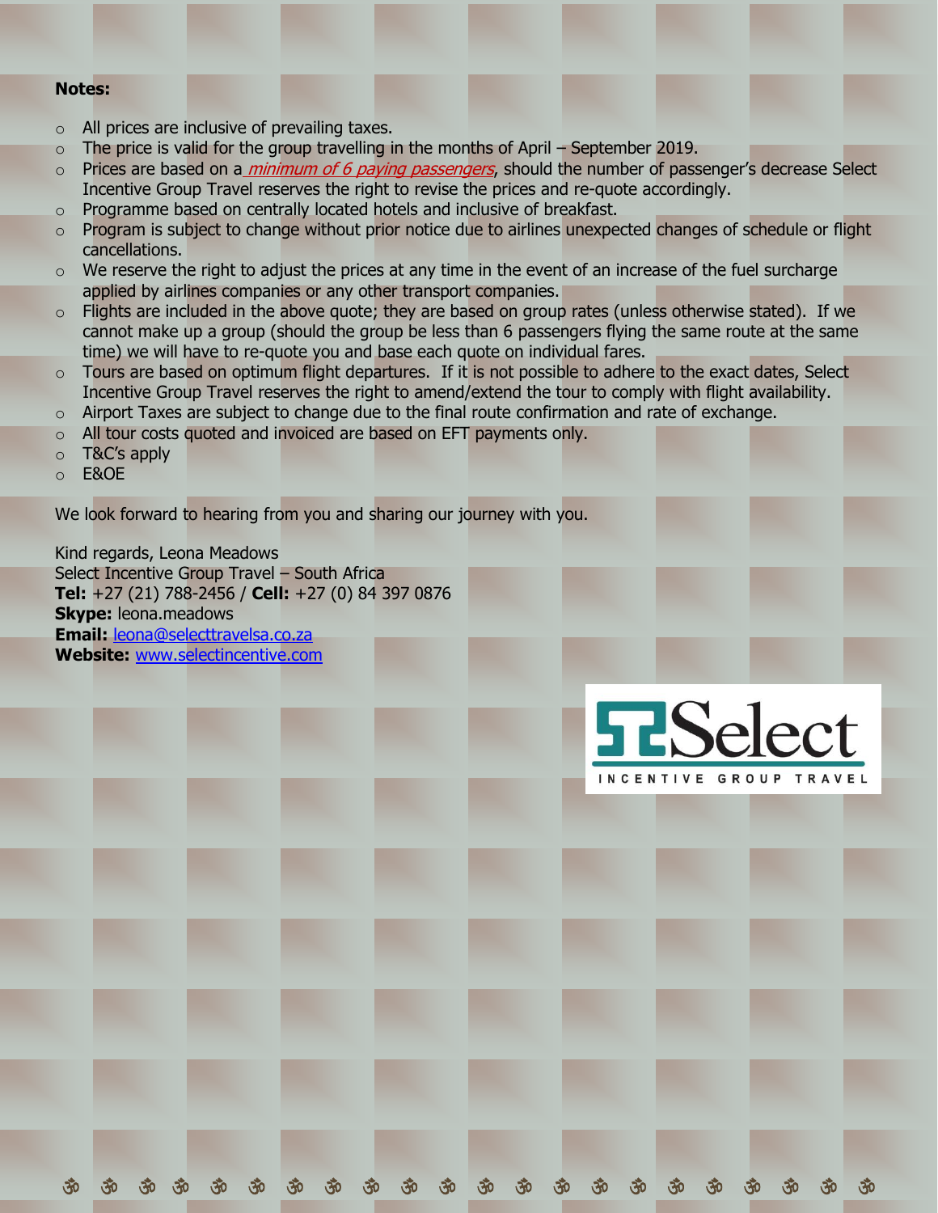**Notes:**

- All prices are inclusive of prevailing taxes.
- The price is valid for the group travelling in the months of April – September 2019.
- Prices are based on a *minimum of 6 paying passengers*, should the number of passenger's decrease Select Incentive Group Travel reserves the right to revise the prices and re-quote accordingly.
- Programme based on centrally located hotels and inclusive of breakfast.
- Program is subject to change without prior notice due to airlines unexpected changes of schedule or flight cancellations.
- We reserve the right to adjust the prices at any time in the event of an increase of the fuel surcharge applied by airlines companies or any other transport companies.
- Flights are included in the above quote; they are based on group rates (unless otherwise stated). If we cannot make up a group (should the group be less than 6 passengers flying the same route at the same time) we will have to re-quote you and base each quote on individual fares.
- Tours are based on optimum flight departures. If it is not possible to adhere to the exact dates, Select Incentive Group Travel reserves the right to amend/extend the tour to comply with flight availability.
- Airport Taxes are subject to change due to the final route confirmation and rate of exchange.
- All tour costs quoted and invoiced are based on EFT payments only.
- T&C's apply
- E&OE

We look forward to hearing from you and sharing our journey with you.

Kind regards, Leona Meadows
Select Incentive Group Travel – South Africa
**Tel:** +27 (21) 788-2456 / **Cell:** +27 (0) 84 397 0876
**Skype:** leona.meadows
**Email:** leona@selecttravelsa.co.za
**Website:** www.selectincentive.com

Select
INCENTIVE GROUP TRAVEL